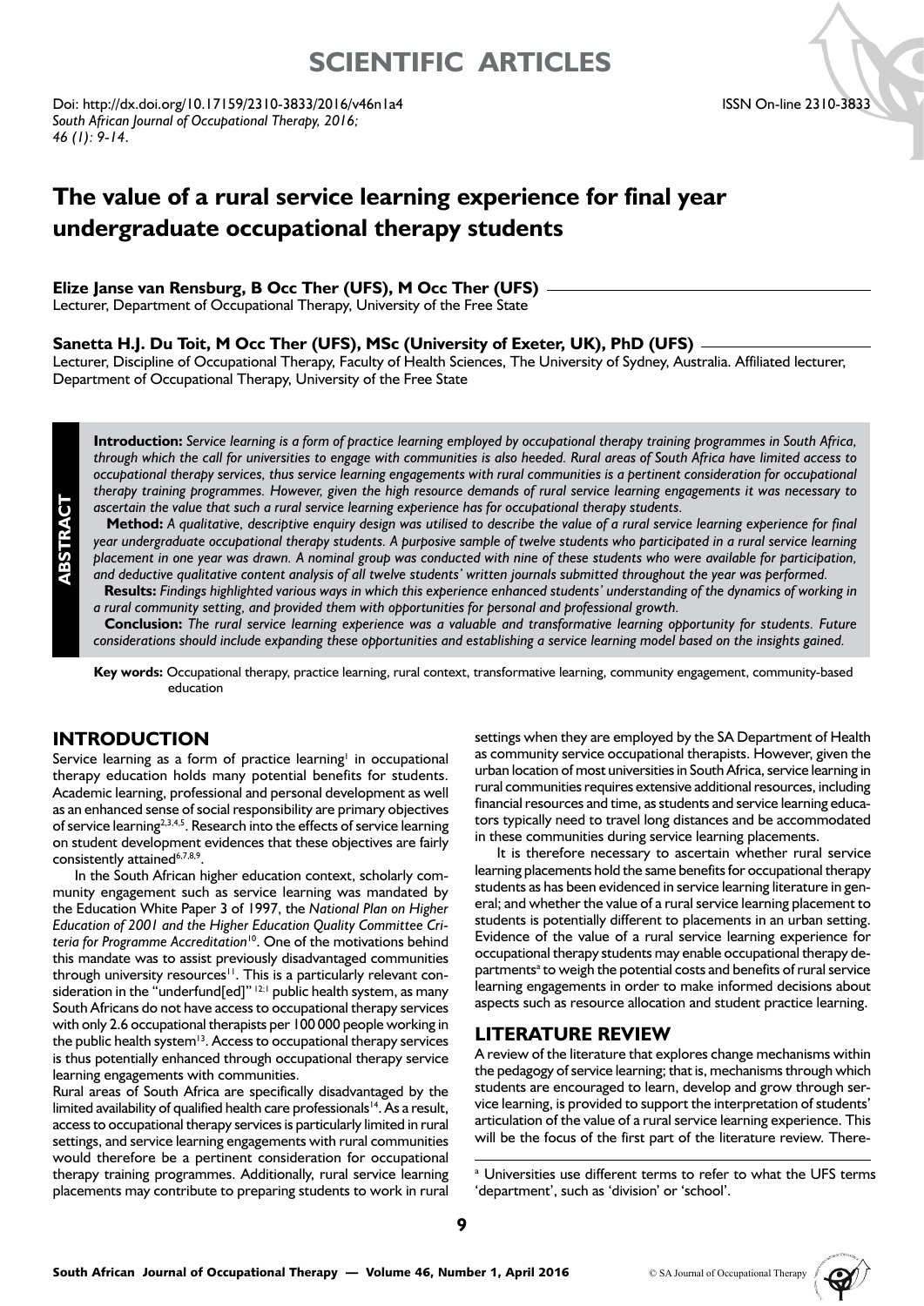# SCIENTIFIC ARTICLES

Doi: http://dx.doi.org/10.17159/2310-3833/2016/v46n1a4
*South African Journal of Occupational Therapy, 2016; 46 (1): 9-14.*

ISSN On-line 2310-3833

## The value of a rural service learning experience for final year undergraduate occupational therapy students

**Elize Janse van Rensburg, B Occ Ther (UFS), M Occ Ther (UFS)**
Lecturer, Department of Occupational Therapy, University of the Free State

**Sanetta H.J. Du Toit, M Occ Ther (UFS), MSc (University of Exeter, UK), PhD (UFS)**
Lecturer, Discipline of Occupational Therapy, Faculty of Health Sciences, The University of Sydney, Australia. Affiliated lecturer, Department of Occupational Therapy, University of the Free State

### ABSTRACT

**Introduction:** *Service learning is a form of practice learning employed by occupational therapy training programmes in South Africa, through which the call for universities to engage with communities is also heeded. Rural areas of South Africa have limited access to occupational therapy services, thus service learning engagements with rural communities is a pertinent consideration for occupational therapy training programmes. However, given the high resource demands of rural service learning engagements it was necessary to ascertain the value that such a rural service learning experience has for occupational therapy students.*

**Method:** *A qualitative, descriptive enquiry design was utilised to describe the value of a rural service learning experience for final year undergraduate occupational therapy students. A purposive sample of twelve students who participated in a rural service learning placement in one year was drawn. A nominal group was conducted with nine of these students who were available for participation, and deductive qualitative content analysis of all twelve students' written journals submitted throughout the year was performed.*

**Results:** *Findings highlighted various ways in which this experience enhanced students' understanding of the dynamics of working in a rural community setting, and provided them with opportunities for personal and professional growth.*

**Conclusion:** *The rural service learning experience was a valuable and transformative learning opportunity for students. Future considerations should include expanding these opportunities and establishing a service learning model based on the insights gained.*

**Key words:** Occupational therapy, practice learning, rural context, transformative learning, community engagement, community-based education

## INTRODUCTION

Service learning as a form of practice learning[1] in occupational therapy education holds many potential benefits for students. Academic learning, professional and personal development as well as an enhanced sense of social responsibility are primary objectives of service learning[2,3,4,5]. Research into the effects of service learning on student development evidences that these objectives are fairly consistently attained[6,7,8,9].

In the South African higher education context, scholarly community engagement such as service learning was mandated by the Education White Paper 3 of 1997, the *National Plan on Higher Education of 2001 and the Higher Education Quality Committee Criteria for Programme Accreditation*[10]. One of the motivations behind this mandate was to assist previously disadvantaged communities through university resources[11]. This is a particularly relevant consideration in the "underfund[ed]" [12:1] public health system, as many South Africans do not have access to occupational therapy services with only 2.6 occupational therapists per 100 000 people working in the public health system[13]. Access to occupational therapy services is thus potentially enhanced through occupational therapy service learning engagements with communities.

Rural areas of South Africa are specifically disadvantaged by the limited availability of qualified health care professionals[14]. As a result, access to occupational therapy services is particularly limited in rural settings, and service learning engagements with rural communities would therefore be a pertinent consideration for occupational therapy training programmes. Additionally, rural service learning placements may contribute to preparing students to work in rural settings when they are employed by the SA Department of Health as community service occupational therapists. However, given the urban location of most universities in South Africa, service learning in rural communities requires extensive additional resources, including financial resources and time, as students and service learning educators typically need to travel long distances and be accommodated in these communities during service learning placements.

It is therefore necessary to ascertain whether rural service learning placements hold the same benefits for occupational therapy students as has been evidenced in service learning literature in general; and whether the value of a rural service learning placement to students is potentially different to placements in an urban setting. Evidence of the value of a rural service learning experience for occupational therapy students may enable occupational therapy departments[a] to weigh the potential costs and benefits of rural service learning engagements in order to make informed decisions about aspects such as resource allocation and student practice learning.

## LITERATURE REVIEW

A review of the literature that explores change mechanisms within the pedagogy of service learning; that is, mechanisms through which students are encouraged to learn, develop and grow through service learning, is provided to support the interpretation of students' articulation of the value of a rural service learning experience. This will be the focus of the first part of the literature review. There-

[a] Universities use different terms to refer to what the UFS terms 'department', such as 'division' or 'school'.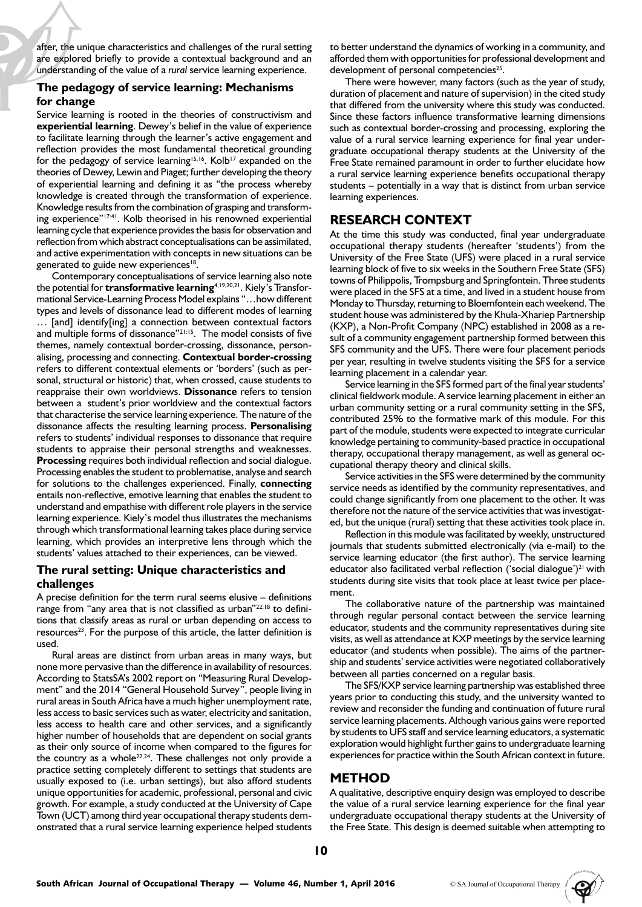after, the unique characteristics and challenges of the rural setting are explored briefly to provide a contextual background and an understanding of the value of a *rural* service learning experience.

### The pedagogy of service learning: Mechanisms for change

Service learning is rooted in the theories of constructivism and **experiential learning**. Dewey's belief in the value of experience to facilitate learning through the learner's active engagement and reflection provides the most fundamental theoretical grounding for the pedagogy of service learning[15,16]. Kolb[17] expanded on the theories of Dewey, Lewin and Piaget; further developing the theory of experiential learning and defining it as "the process whereby knowledge is created through the transformation of experience. Knowledge results from the combination of grasping and transforming experience"[17:41]. Kolb theorised in his renowned experiential learning cycle that experience provides the basis for observation and reflection from which abstract conceptualisations can be assimilated, and active experimentation with concepts in new situations can be generated to guide new experiences[18].

Contemporary conceptualisations of service learning also note the potential for **transformative learning**[4,19,20,21]. Kiely's Transformational Service-Learning Process Model explains "…how different types and levels of dissonance lead to different modes of learning … [and] identify[ing] a connection between contextual factors and multiple forms of dissonance"[21:15]. The model consists of five themes, namely contextual border-crossing, dissonance, personalising, processing and connecting. **Contextual border-crossing** refers to different contextual elements or 'borders' (such as personal, structural or historic) that, when crossed, cause students to reappraise their own worldviews. **Dissonance** refers to tension between a student's prior worldview and the contextual factors that characterise the service learning experience. The nature of the dissonance affects the resulting learning process. **Personalising** refers to students' individual responses to dissonance that require students to appraise their personal strengths and weaknesses. **Processing** requires both individual reflection and social dialogue. Processing enables the student to problematise, analyse and search for solutions to the challenges experienced. Finally, **connecting** entails non-reflective, emotive learning that enables the student to understand and empathise with different role players in the service learning experience. Kiely's model thus illustrates the mechanisms through which transformational learning takes place during service learning, which provides an interpretive lens through which the students' values attached to their experiences, can be viewed.

### The rural setting: Unique characteristics and challenges

A precise definition for the term rural seems elusive – definitions range from "any area that is not classified as urban"[22:18] to definitions that classify areas as rural or urban depending on access to resources[23]. For the purpose of this article, the latter definition is used.

Rural areas are distinct from urban areas in many ways, but none more pervasive than the difference in availability of resources. According to StatsSA's 2002 report on "Measuring Rural Development" and the 2014 "General Household Survey", people living in rural areas in South Africa have a much higher unemployment rate, less access to basic services such as water, electricity and sanitation, less access to health care and other services, and a significantly higher number of households that are dependent on social grants as their only source of income when compared to the figures for the country as a whole[22,24]. These challenges not only provide a practice setting completely different to settings that students are usually exposed to (i.e. urban settings), but also afford students unique opportunities for academic, professional, personal and civic growth. For example, a study conducted at the University of Cape Town (UCT) among third year occupational therapy students demonstrated that a rural service learning experience helped students to better understand the dynamics of working in a community, and afforded them with opportunities for professional development and development of personal competencies[25].

There were however, many factors (such as the year of study, duration of placement and nature of supervision) in the cited study that differed from the university where this study was conducted. Since these factors influence transformative learning dimensions such as contextual border-crossing and processing, exploring the value of a rural service learning experience for final year undergraduate occupational therapy students at the University of the Free State remained paramount in order to further elucidate how a rural service learning experience benefits occupational therapy students – potentially in a way that is distinct from urban service learning experiences.

## RESEARCH CONTEXT

At the time this study was conducted, final year undergraduate occupational therapy students (hereafter 'students') from the University of the Free State (UFS) were placed in a rural service learning block of five to six weeks in the Southern Free State (SFS) towns of Philippolis, Trompsburg and Springfontein. Three students were placed in the SFS at a time, and lived in a student house from Monday to Thursday, returning to Bloemfontein each weekend. The student house was administered by the Khula-Xhariep Partnership (KXP), a Non-Profit Company (NPC) established in 2008 as a result of a community engagement partnership formed between this SFS community and the UFS. There were four placement periods per year, resulting in twelve students visiting the SFS for a service learning placement in a calendar year.

Service learning in the SFS formed part of the final year students' clinical fieldwork module. A service learning placement in either an urban community setting or a rural community setting in the SFS, contributed 25% to the formative mark of this module. For this part of the module, students were expected to integrate curricular knowledge pertaining to community-based practice in occupational therapy, occupational therapy management, as well as general occupational therapy theory and clinical skills.

Service activities in the SFS were determined by the community service needs as identified by the community representatives, and could change significantly from one placement to the other. It was therefore not the nature of the service activities that was investigated, but the unique (rural) setting that these activities took place in.

Reflection in this module was facilitated by weekly, unstructured journals that students submitted electronically (via e-mail) to the service learning educator (the first author). The service learning educator also facilitated verbal reflection ('social dialogue')[21] with students during site visits that took place at least twice per placement.

The collaborative nature of the partnership was maintained through regular personal contact between the service learning educator, students and the community representatives during site visits, as well as attendance at KXP meetings by the service learning educator (and students when possible). The aims of the partnership and students' service activities were negotiated collaboratively between all parties concerned on a regular basis.

The SFS/KXP service learning partnership was established three years prior to conducting this study, and the university wanted to review and reconsider the funding and continuation of future rural service learning placements. Although various gains were reported by students to UFS staff and service learning educators, a systematic exploration would highlight further gains to undergraduate learning experiences for practice within the South African context in future.

## METHOD

A qualitative, descriptive enquiry design was employed to describe the value of a rural service learning experience for the final year undergraduate occupational therapy students at the University of the Free State. This design is deemed suitable when attempting to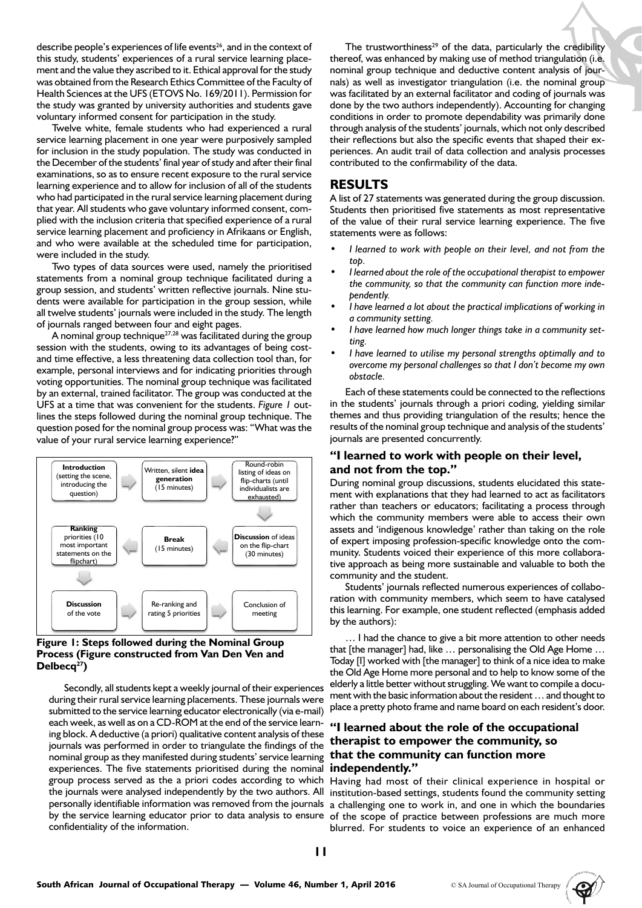describe people's experiences of life events[26], and in the context of this study, students' experiences of a rural service learning placement and the value they ascribed to it. Ethical approval for the study was obtained from the Research Ethics Committee of the Faculty of Health Sciences at the UFS (ETOVS No. 169/2011). Permission for the study was granted by university authorities and students gave voluntary informed consent for participation in the study.

Twelve white, female students who had experienced a rural service learning placement in one year were purposively sampled for inclusion in the study population. The study was conducted in the December of the students' final year of study and after their final examinations, so as to ensure recent exposure to the rural service learning experience and to allow for inclusion of all of the students who had participated in the rural service learning placement during that year. All students who gave voluntary informed consent, complied with the inclusion criteria that specified experience of a rural service learning placement and proficiency in Afrikaans or English, and who were available at the scheduled time for participation, were included in the study.

Two types of data sources were used, namely the prioritised statements from a nominal group technique facilitated during a group session, and students' written reflective journals. Nine students were available for participation in the group session, while all twelve students' journals were included in the study. The length of journals ranged between four and eight pages.

A nominal group technique[27,28] was facilitated during the group session with the students, owing to its advantages of being cost- and time effective, a less threatening data collection tool than, for example, personal interviews and for indicating priorities through voting opportunities. The nominal group technique was facilitated by an external, trained facilitator. The group was conducted at the UFS at a time that was convenient for the students. *Figure 1* outlines the steps followed during the nominal group technique. The question posed for the nominal group process was: "What was the value of your rural service learning experience?"

| | | |
|---|---|---|
| **Introduction** (setting the scene, introducing the question) → | Written, silent **idea generation** (15 minutes) → | Round-robin listing of ideas on flip-charts (until individualists are exhausted) ↓ |
| **Ranking** priorities (10 most important statements on the flipchart) ↓ | ← **Break** (15 minutes) | ← **Discussion** of ideas on the flip-chart (30 minutes) |
| **Discussion** of the vote → | Re-ranking and rating 5 priorities → | Conclusion of meeting |

**Figure 1: Steps followed during the Nominal Group Process (Figure constructed from Van Den Ven and Delbecq[27])**

Secondly, all students kept a weekly journal of their experiences during their rural service learning placements. These journals were submitted to the service learning educator electronically (via e-mail) each week, as well as on a CD-ROM at the end of the service learning block. A deductive (a priori) qualitative content analysis of these journals was performed in order to triangulate the findings of the nominal group as they manifested during students' service learning experiences. The five statements prioritised during the nominal group process served as the a priori codes according to which the journals were analysed independently by the two authors. All personally identifiable information was removed from the journals by the service learning educator prior to data analysis to ensure confidentiality of the information.

The trustworthiness[29] of the data, particularly the credibility thereof, was enhanced by making use of method triangulation (i.e. nominal group technique and deductive content analysis of journals) as well as investigator triangulation (i.e. the nominal group was facilitated by an external facilitator and coding of journals was done by the two authors independently). Accounting for changing conditions in order to promote dependability was primarily done through analysis of the students' journals, which not only described their reflections but also the specific events that shaped their experiences. An audit trail of data collection and analysis processes contributed to the confirmability of the data.

## RESULTS

A list of 27 statements was generated during the group discussion. Students then prioritised five statements as most representative of the value of their rural service learning experience. The five statements were as follows:

- *I learned to work with people on their level, and not from the top.*
- *I learned about the role of the occupational therapist to empower the community, so that the community can function more independently.*
- *I have learned a lot about the practical implications of working in a community setting.*
- *I have learned how much longer things take in a community setting.*
- *I have learned to utilise my personal strengths optimally and to overcome my personal challenges so that I don't become my own obstacle.*

Each of these statements could be connected to the reflections in the students' journals through a priori coding, yielding similar themes and thus providing triangulation of the results; hence the results of the nominal group technique and analysis of the students' journals are presented concurrently.

### "I learned to work with people on their level, and not from the top."

During nominal group discussions, students elucidated this statement with explanations that they had learned to act as facilitators rather than teachers or educators; facilitating a process through which the community members were able to access their own assets and 'indigenous knowledge' rather than taking on the role of expert imposing profession-specific knowledge onto the community. Students voiced their experience of this more collaborative approach as being more sustainable and valuable to both the community and the student.

Students' journals reflected numerous experiences of collaboration with community members, which seem to have catalysed this learning. For example, one student reflected (emphasis added by the authors):

> … I had the chance to give a bit more attention to other needs that [the manager] had, like … personalising the Old Age Home … Today [I] worked with [the manager] to think of a nice idea to make the Old Age Home more personal and to help to know some of the elderly a little better without struggling. We want to compile a document with the basic information about the resident … and thought to place a pretty photo frame and name board on each resident's door.

### "I learned about the role of the occupational therapist to empower the community, so that the community can function more independently."

Having had most of their clinical experience in hospital or institution-based settings, students found the community setting a challenging one to work in, and one in which the boundaries of the scope of practice between professions are much more blurred. For students to voice an experience of an enhanced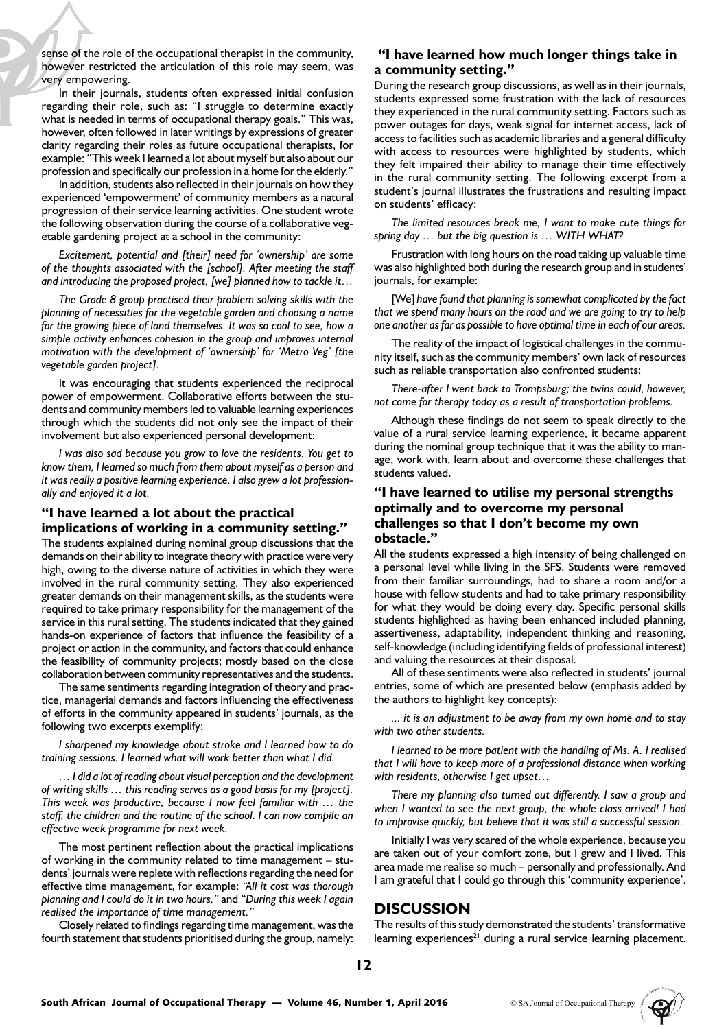sense of the role of the occupational therapist in the community, however restricted the articulation of this role may seem, was very empowering.

In their journals, students often expressed initial confusion regarding their role, such as: "I struggle to determine exactly what is needed in terms of occupational therapy goals." This was, however, often followed in later writings by expressions of greater clarity regarding their roles as future occupational therapists, for example: "This week I learned a lot about myself but also about our profession and specifically our profession in a home for the elderly."

In addition, students also reflected in their journals on how they experienced 'empowerment' of community members as a natural progression of their service learning activities. One student wrote the following observation during the course of a collaborative vegetable gardening project at a school in the community:

*Excitement, potential and [their] need for 'ownership' are some of the thoughts associated with the [school]. After meeting the staff and introducing the proposed project, [we] planned how to tackle it…*

*The Grade 8 group practised their problem solving skills with the planning of necessities for the vegetable garden and choosing a name for the growing piece of land themselves. It was so cool to see, how a simple activity enhances cohesion in the group and improves internal motivation with the development of 'ownership' for 'Metro Veg' [the vegetable garden project].*

It was encouraging that students experienced the reciprocal power of empowerment. Collaborative efforts between the students and community members led to valuable learning experiences through which the students did not only see the impact of their involvement but also experienced personal development:

*I was also sad because you grow to love the residents. You get to know them, I learned so much from them about myself as a person and it was really a positive learning experience. I also grew a lot professionally and enjoyed it a lot.*

### "I have learned a lot about the practical implications of working in a community setting."

The students explained during nominal group discussions that the demands on their ability to integrate theory with practice were very high, owing to the diverse nature of activities in which they were involved in the rural community setting. They also experienced greater demands on their management skills, as the students were required to take primary responsibility for the management of the service in this rural setting. The students indicated that they gained hands-on experience of factors that influence the feasibility of a project or action in the community, and factors that could enhance the feasibility of community projects; mostly based on the close collaboration between community representatives and the students.

The same sentiments regarding integration of theory and practice, managerial demands and factors influencing the effectiveness of efforts in the community appeared in students' journals, as the following two excerpts exemplify:

*I sharpened my knowledge about stroke and I learned how to do training sessions. I learned what will work better than what I did.*

*… I did a lot of reading about visual perception and the development of writing skills … this reading serves as a good basis for my [project]. This week was productive, because I now feel familiar with … the staff, the children and the routine of the school. I can now compile an effective week programme for next week.*

The most pertinent reflection about the practical implications of working in the community related to time management – students' journals were replete with reflections regarding the need for effective time management, for example: *"All it cost was thorough planning and I could do it in two hours,"* and *"During this week I again realised the importance of time management."*

Closely related to findings regarding time management, was the fourth statement that students prioritised during the group, namely:

### "I have learned how much longer things take in a community setting."

During the research group discussions, as well as in their journals, students expressed some frustration with the lack of resources they experienced in the rural community setting. Factors such as power outages for days, weak signal for internet access, lack of access to facilities such as academic libraries and a general difficulty with access to resources were highlighted by students, which they felt impaired their ability to manage their time effectively in the rural community setting. The following excerpt from a student's journal illustrates the frustrations and resulting impact on students' efficacy:

*The limited resources break me, I want to make cute things for spring day … but the big question is … WITH WHAT?*

Frustration with long hours on the road taking up valuable time was also highlighted both during the research group and in students' journals, for example:

[We] *have found that planning is somewhat complicated by the fact that we spend many hours on the road and we are going to try to help one another as far as possible to have optimal time in each of our areas.*

The reality of the impact of logistical challenges in the community itself, such as the community members' own lack of resources such as reliable transportation also confronted students:

*There-after I went back to Trompsburg; the twins could, however, not come for therapy today as a result of transportation problems.*

Although these findings do not seem to speak directly to the value of a rural service learning experience, it became apparent during the nominal group technique that it was the ability to manage, work with, learn about and overcome these challenges that students valued.

### "I have learned to utilise my personal strengths optimally and to overcome my personal challenges so that I don't become my own obstacle."

All the students expressed a high intensity of being challenged on a personal level while living in the SFS. Students were removed from their familiar surroundings, had to share a room and/or a house with fellow students and had to take primary responsibility for what they would be doing every day. Specific personal skills students highlighted as having been enhanced included planning, assertiveness, adaptability, independent thinking and reasoning, self-knowledge (including identifying fields of professional interest) and valuing the resources at their disposal.

All of these sentiments were also reflected in students' journal entries, some of which are presented below (emphasis added by the authors to highlight key concepts):

*... it is an adjustment to be away from my own home and to stay with two other students.*

*I learned to be more patient with the handling of Ms. A. I realised that I will have to keep more of a professional distance when working with residents, otherwise I get upset…*

*There my planning also turned out differently. I saw a group and when I wanted to see the next group, the whole class arrived! I had to improvise quickly, but believe that it was still a successful session.*

Initially I was very scared of the whole experience, because you are taken out of your comfort zone, but I grew and I lived. This area made me realise so much – personally and professionally. And I am grateful that I could go through this 'community experience'.

## DISCUSSION

The results of this study demonstrated the students' transformative learning experiences[21] during a rural service learning placement.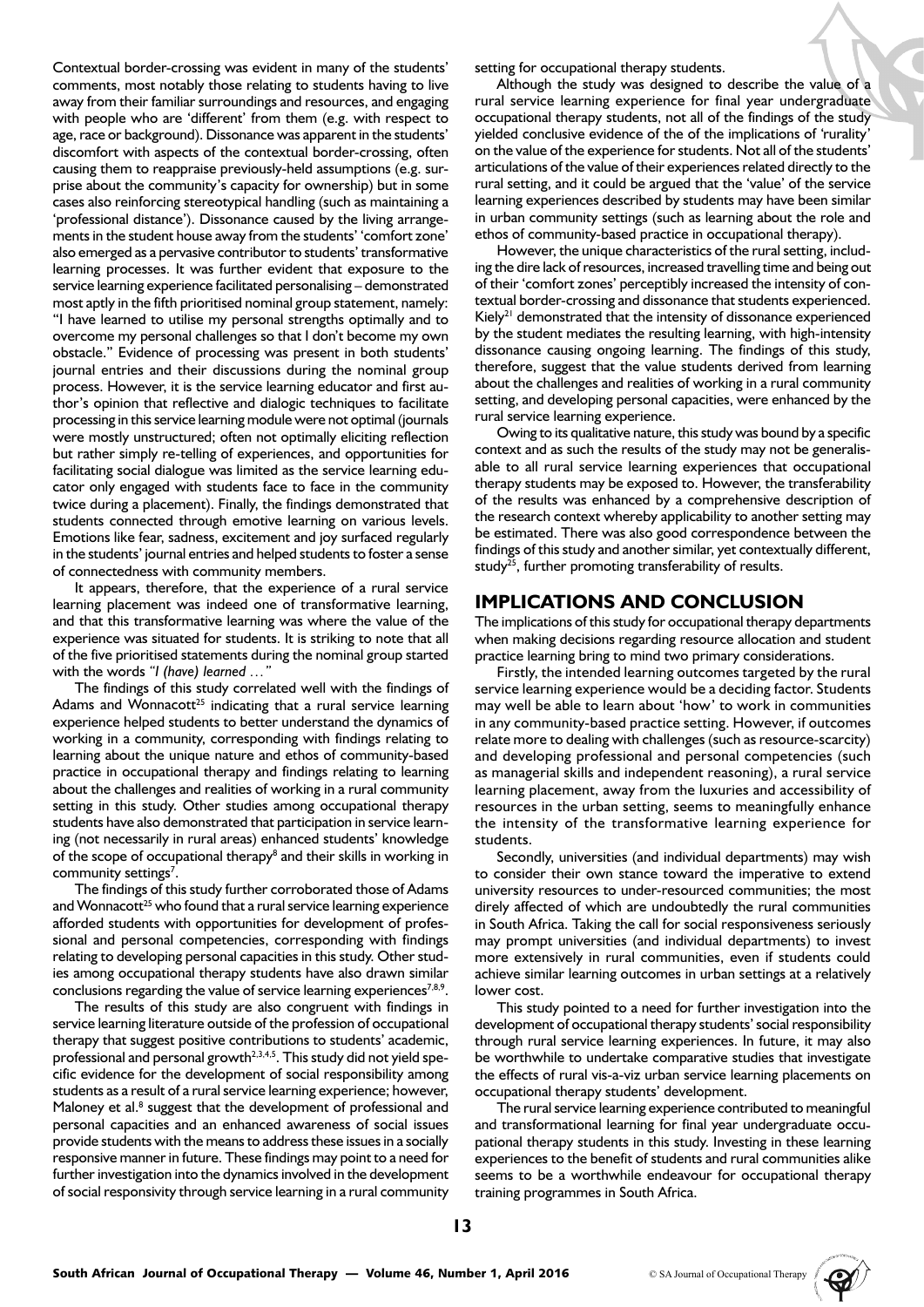Contextual border-crossing was evident in many of the students' comments, most notably those relating to students having to live away from their familiar surroundings and resources, and engaging with people who are 'different' from them (e.g. with respect to age, race or background). Dissonance was apparent in the students' discomfort with aspects of the contextual border-crossing, often causing them to reappraise previously-held assumptions (e.g. surprise about the community's capacity for ownership) but in some cases also reinforcing stereotypical handling (such as maintaining a 'professional distance'). Dissonance caused by the living arrangements in the student house away from the students' 'comfort zone' also emerged as a pervasive contributor to students' transformative learning processes. It was further evident that exposure to the service learning experience facilitated personalising – demonstrated most aptly in the fifth prioritised nominal group statement, namely: "I have learned to utilise my personal strengths optimally and to overcome my personal challenges so that I don't become my own obstacle." Evidence of processing was present in both students' journal entries and their discussions during the nominal group process. However, it is the service learning educator and first author's opinion that reflective and dialogic techniques to facilitate processing in this service learning module were not optimal (journals were mostly unstructured; often not optimally eliciting reflection but rather simply re-telling of experiences, and opportunities for facilitating social dialogue was limited as the service learning educator only engaged with students face to face in the community twice during a placement). Finally, the findings demonstrated that students connected through emotive learning on various levels. Emotions like fear, sadness, excitement and joy surfaced regularly in the students' journal entries and helped students to foster a sense of connectedness with community members.

It appears, therefore, that the experience of a rural service learning placement was indeed one of transformative learning, and that this transformative learning was where the value of the experience was situated for students. It is striking to note that all of the five prioritised statements during the nominal group started with the words *"I (have) learned …"*

The findings of this study correlated well with the findings of Adams and Wonnacott[25] indicating that a rural service learning experience helped students to better understand the dynamics of working in a community, corresponding with findings relating to learning about the unique nature and ethos of community-based practice in occupational therapy and findings relating to learning about the challenges and realities of working in a rural community setting in this study. Other studies among occupational therapy students have also demonstrated that participation in service learning (not necessarily in rural areas) enhanced students' knowledge of the scope of occupational therapy[8] and their skills in working in community settings[7].

The findings of this study further corroborated those of Adams and Wonnacott[25] who found that a rural service learning experience afforded students with opportunities for development of professional and personal competencies, corresponding with findings relating to developing personal capacities in this study. Other studies among occupational therapy students have also drawn similar conclusions regarding the value of service learning experiences[7,8,9].

The results of this study are also congruent with findings in service learning literature outside of the profession of occupational therapy that suggest positive contributions to students' academic, professional and personal growth[2,3,4,5]. This study did not yield specific evidence for the development of social responsibility among students as a result of a rural service learning experience; however, Maloney et al.[8] suggest that the development of professional and personal capacities and an enhanced awareness of social issues provide students with the means to address these issues in a socially responsive manner in future. These findings may point to a need for further investigation into the dynamics involved in the development of social responsivity through service learning in a rural community setting for occupational therapy students.

Although the study was designed to describe the value of a rural service learning experience for final year undergraduate occupational therapy students, not all of the findings of the study yielded conclusive evidence of the of the implications of 'rurality' on the value of the experience for students. Not all of the students' articulations of the value of their experiences related directly to the rural setting, and it could be argued that the 'value' of the service learning experiences described by students may have been similar in urban community settings (such as learning about the role and ethos of community-based practice in occupational therapy).

However, the unique characteristics of the rural setting, including the dire lack of resources, increased travelling time and being out of their 'comfort zones' perceptibly increased the intensity of contextual border-crossing and dissonance that students experienced. Kiely[21] demonstrated that the intensity of dissonance experienced by the student mediates the resulting learning, with high-intensity dissonance causing ongoing learning. The findings of this study, therefore, suggest that the value students derived from learning about the challenges and realities of working in a rural community setting, and developing personal capacities, were enhanced by the rural service learning experience.

Owing to its qualitative nature, this study was bound by a specific context and as such the results of the study may not be generalisable to all rural service learning experiences that occupational therapy students may be exposed to. However, the transferability of the results was enhanced by a comprehensive description of the research context whereby applicability to another setting may be estimated. There was also good correspondence between the findings of this study and another similar, yet contextually different, study[25], further promoting transferability of results.

## IMPLICATIONS AND CONCLUSION

The implications of this study for occupational therapy departments when making decisions regarding resource allocation and student practice learning bring to mind two primary considerations.

Firstly, the intended learning outcomes targeted by the rural service learning experience would be a deciding factor. Students may well be able to learn about 'how' to work in communities in any community-based practice setting. However, if outcomes relate more to dealing with challenges (such as resource-scarcity) and developing professional and personal competencies (such as managerial skills and independent reasoning), a rural service learning placement, away from the luxuries and accessibility of resources in the urban setting, seems to meaningfully enhance the intensity of the transformative learning experience for students.

Secondly, universities (and individual departments) may wish to consider their own stance toward the imperative to extend university resources to under-resourced communities; the most direly affected of which are undoubtedly the rural communities in South Africa. Taking the call for social responsiveness seriously may prompt universities (and individual departments) to invest more extensively in rural communities, even if students could achieve similar learning outcomes in urban settings at a relatively lower cost.

This study pointed to a need for further investigation into the development of occupational therapy students' social responsibility through rural service learning experiences. In future, it may also be worthwhile to undertake comparative studies that investigate the effects of rural vis-a-viz urban service learning placements on occupational therapy students' development.

The rural service learning experience contributed to meaningful and transformational learning for final year undergraduate occupational therapy students in this study. Investing in these learning experiences to the benefit of students and rural communities alike seems to be a worthwhile endeavour for occupational therapy training programmes in South Africa.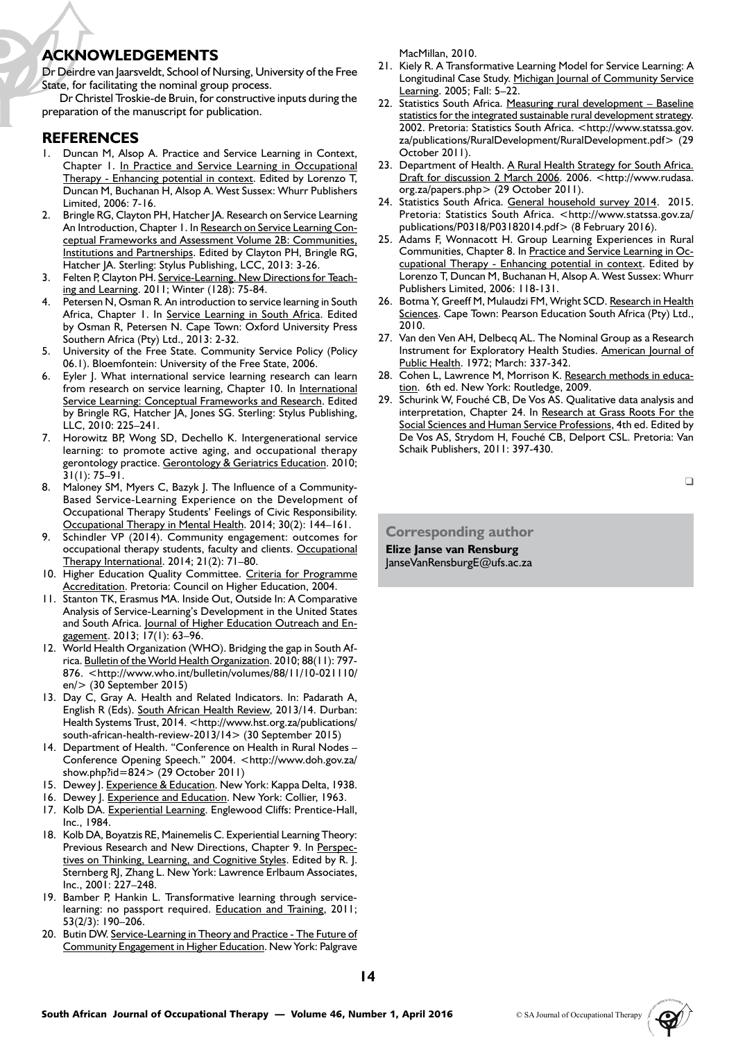## ACKNOWLEDGEMENTS

Dr Deirdre van Jaarsveldt, School of Nursing, University of the Free State, for facilitating the nominal group process.

Dr Christel Troskie-de Bruin, for constructive inputs during the preparation of the manuscript for publication.

## REFERENCES

1. Duncan M, Alsop A. Practice and Service Learning in Context, Chapter 1. In Practice and Service Learning in Occupational Therapy - Enhancing potential in context. Edited by Lorenzo T, Duncan M, Buchanan H, Alsop A. West Sussex: Whurr Publishers Limited, 2006: 7-16.
2. Bringle RG, Clayton PH, Hatcher JA. Research on Service Learning An Introduction, Chapter 1. In Research on Service Learning Conceptual Frameworks and Assessment Volume 2B: Communities, Institutions and Partnerships. Edited by Clayton PH, Bringle RG, Hatcher JA. Sterling: Stylus Publishing, LCC, 2013: 3-26.
3. Felten P, Clayton PH. Service-Learning. New Directions for Teaching and Learning. 2011; Winter (128): 75-84.
4. Petersen N, Osman R. An introduction to service learning in South Africa, Chapter 1. In Service Learning in South Africa. Edited by Osman R, Petersen N. Cape Town: Oxford University Press Southern Africa (Pty) Ltd., 2013: 2-32.
5. University of the Free State. Community Service Policy (Policy 06.1). Bloemfontein: University of the Free State, 2006.
6. Eyler J. What international service learning research can learn from research on service learning, Chapter 10. In International Service Learning: Conceptual Frameworks and Research. Edited by Bringle RG, Hatcher JA, Jones SG. Sterling: Stylus Publishing, LLC, 2010: 225–241.
7. Horowitz BP, Wong SD, Dechello K. Intergenerational service learning: to promote active aging, and occupational therapy gerontology practice. Gerontology & Geriatrics Education. 2010; 31(1): 75–91.
8. Maloney SM, Myers C, Bazyk J. The Influence of a Community-Based Service-Learning Experience on the Development of Occupational Therapy Students' Feelings of Civic Responsibility. Occupational Therapy in Mental Health. 2014; 30(2): 144–161.
9. Schindler VP (2014). Community engagement: outcomes for occupational therapy students, faculty and clients. Occupational Therapy International. 2014; 21(2): 71–80.
10. Higher Education Quality Committee. Criteria for Programme Accreditation. Pretoria: Council on Higher Education, 2004.
11. Stanton TK, Erasmus MA. Inside Out, Outside In: A Comparative Analysis of Service-Learning's Development in the United States and South Africa. Journal of Higher Education Outreach and Engagement. 2013; 17(1): 63–96.
12. World Health Organization (WHO). Bridging the gap in South Africa. Bulletin of the World Health Organization. 2010; 88(11): 797-876. <http://www.who.int/bulletin/volumes/88/11/10-021110/en/> (30 September 2015)
13. Day C, Gray A. Health and Related Indicators. In: Padarath A, English R (Eds). South African Health Review, 2013/14. Durban: Health Systems Trust, 2014. <http://www.hst.org.za/publications/south-african-health-review-2013/14> (30 September 2015)
14. Department of Health. "Conference on Health in Rural Nodes – Conference Opening Speech." 2004. <http://www.doh.gov.za/show.php?id=824> (29 October 2011)
15. Dewey J. Experience & Education. New York: Kappa Delta, 1938.
16. Dewey J. Experience and Education. New York: Collier, 1963.
17. Kolb DA. Experiential Learning. Englewood Cliffs: Prentice-Hall, Inc., 1984.
18. Kolb DA, Boyatzis RE, Mainemelis C. Experiential Learning Theory: Previous Research and New Directions, Chapter 9. In Perspectives on Thinking, Learning, and Cognitive Styles. Edited by R. J. Sternberg RJ, Zhang L. New York: Lawrence Erlbaum Associates, Inc., 2001: 227–248.
19. Bamber P, Hankin L. Transformative learning through service-learning: no passport required. Education and Training, 2011; 53(2/3): 190–206.
20. Butin DW. Service-Learning in Theory and Practice - The Future of Community Engagement in Higher Education. New York: Palgrave MacMillan, 2010.
21. Kiely R. A Transformative Learning Model for Service Learning: A Longitudinal Case Study. Michigan Journal of Community Service Learning. 2005; Fall: 5–22.
22. Statistics South Africa. Measuring rural development – Baseline statistics for the integrated sustainable rural development strategy. 2002. Pretoria: Statistics South Africa. <http://www.statssa.gov.za/publications/RuralDevelopment/RuralDevelopment.pdf> (29 October 2011).
23. Department of Health. A Rural Health Strategy for South Africa. Draft for discussion 2 March 2006. 2006. <http://www.rudasa.org.za/papers.php> (29 October 2011).
24. Statistics South Africa. General household survey 2014. 2015. Pretoria: Statistics South Africa. <http://www.statssa.gov.za/publications/P0318/P03182014.pdf> (8 February 2016).
25. Adams F, Wonnacott H. Group Learning Experiences in Rural Communities, Chapter 8. In Practice and Service Learning in Occupational Therapy - Enhancing potential in context. Edited by Lorenzo T, Duncan M, Buchanan H, Alsop A. West Sussex: Whurr Publishers Limited, 2006: 118-131.
26. Botma Y, Greeff M, Mulaudzi FM, Wright SCD. Research in Health Sciences. Cape Town: Pearson Education South Africa (Pty) Ltd., 2010.
27. Van den Ven AH, Delbecq AL. The Nominal Group as a Research Instrument for Exploratory Health Studies. American Journal of Public Health. 1972; March: 337-342.
28. Cohen L, Lawrence M, Morrison K. Research methods in education. 6th ed. New York: Routledge, 2009.
29. Schurink W, Fouché CB, De Vos AS. Qualitative data analysis and interpretation, Chapter 24. In Research at Grass Roots For the Social Sciences and Human Service Professions, 4th ed. Edited by De Vos AS, Strydom H, Fouché CB, Delport CSL. Pretoria: Van Schaik Publishers, 2011: 397-430.

❑

**Corresponding author**

**Elize Janse van Rensburg**
JanseVanRensburgE@ufs.ac.za